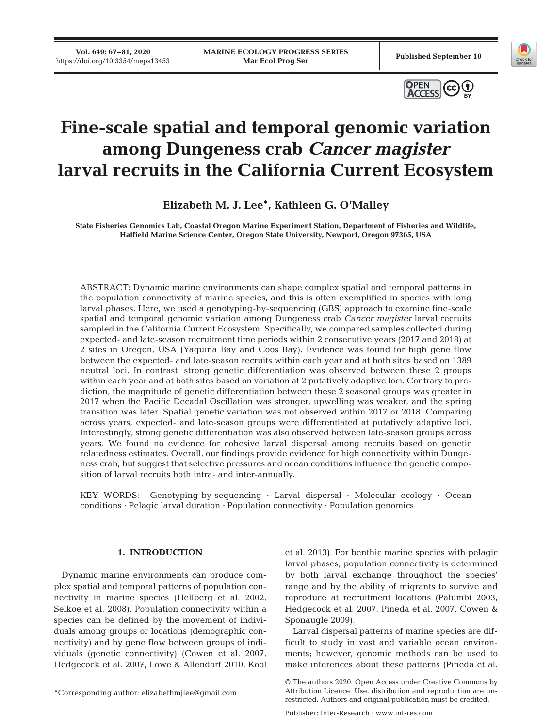# Fine-scale spatial and temporal genomic variation among Dungeness crab *Cancer magister* larval recruits in the California Current Ecosystem

**Elizabeth M. J. Lee\*, Kathleen G. O'Malley**

State Fisheries Genomics Lab, Coastal Oregon Marine Experiment Station, Department of Fisheries and Wildlife, Hatfield Marine Science Center, Oregon State University, Newport, Oregon 97365, USA

ABSTRACT: Dynamic marine environments can shape complex spatial and temporal patterns in the population connectivity of marine species, and this is often exemplified in species with long larval phases. Here, we used a genotyping-by-sequencing (GBS) approach to examine fine-scale spatial and temporal genomic variation among Dungeness crab *Cancer magister* larval recruits sampled in the California Current Ecosystem. Specifically, we compared samples collected during expected- and late-season recruitment time periods within 2 consecutive years (2017 and 2018) at 2 sites in Oregon, USA (Yaquina Bay and Coos Bay). Evidence was found for high gene flow between the expected- and late-season recruits within each year and at both sites based on 1389 neutral loci. In contrast, strong genetic differentiation was observed between these 2 groups within each year and at both sites based on variation at 2 putatively adaptive loci. Contrary to prediction, the magnitude of genetic differentiation between these 2 seasonal groups was greater in 2017 when the Pacific Decadal Oscillation was stronger, upwelling was weaker, and the spring transition was later. Spatial genetic variation was not observed within 2017 or 2018. Comparing across years, expected- and late-season groups were differentiated at putatively adaptive loci. Interestingly, strong genetic differentiation was also observed between late-season groups across years. We found no evidence for cohesive larval dispersal among recruits based on genetic relatedness estimates. Overall, our findings provide evidence for high connectivity within Dungeness crab, but suggest that selective pressures and ocean conditions influence the genetic composition of larval recruits both intra- and inter-annually.

KEY WORDS: Genotyping-by-sequencing · Larval dispersal · Molecular ecology · Ocean conditions · Pelagic larval duration · Population connectivity · Population genomics

## 1. INTRODUCTION

Dynamic marine environments can produce complex spatial and temporal patterns of population connectivity in marine species (Hellberg et al. 2002, Selkoe et al. 2008). Population connectivity within a species can be defined by the movement of individuals among groups or locations (demographic connectivity) and by gene flow between groups of individuals (genetic connectivity) (Cowen et al. 2007, Hedgecock et al. 2007, Lowe & Allendorf 2010, Kool et al. 2013). For benthic marine species with pelagic larval phases, population connectivity is determined by both larval exchange throughout the species' range and by the ability of migrants to survive and reproduce at recruitment locations (Palumbi 2003, Hedgecock et al. 2007, Pineda et al. 2007, Cowen & Sponaugle 2009).

Larval dispersal patterns of marine species are difficult to study in vast and variable ocean environments; however, genomic methods can be used to make inferences about these patterns (Pineda et al.

\*Corresponding author: elizabethmjlee@gmail.com

© The authors 2020. Open Access under Creative Commons by Attribution Licence. Use, distribution and reproduction are unrestricted. Authors and original publication must be credited.

Publisher: Inter-Research · www.int-res.com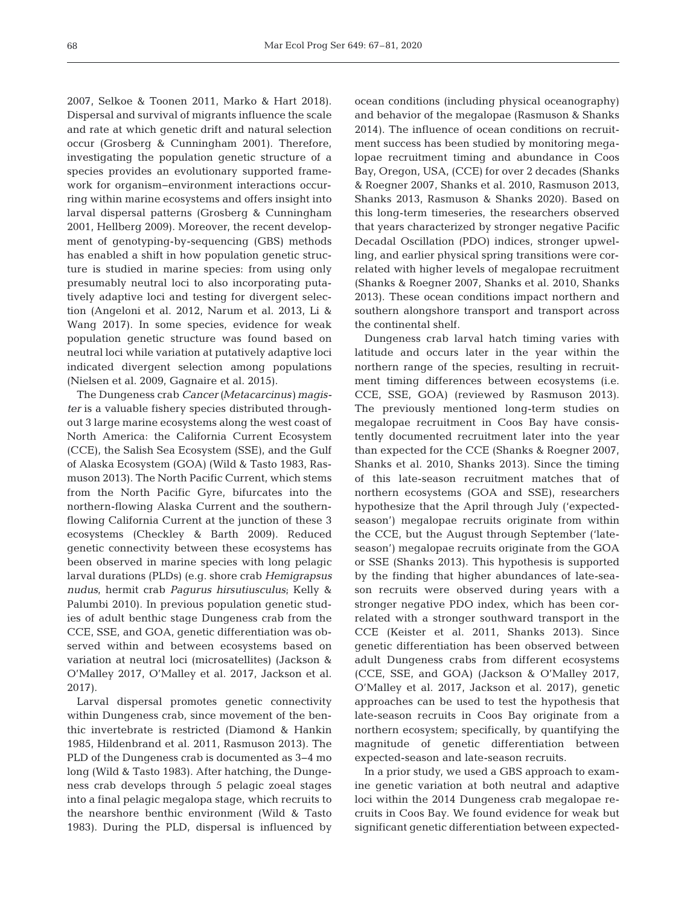2007, Selkoe & Toonen 2011, Marko & Hart 2018). Dispersal and survival of migrants influence the scale and rate at which genetic drift and natural selection occur (Grosberg & Cunningham 2001). Therefore, investigating the population genetic structure of a species provides an evolutionary supported framework for organism–environment interactions occurring within marine ecosystems and offers insight into larval dispersal patterns (Grosberg & Cunningham 2001, Hellberg 2009). Moreover, the recent development of genotyping-by-sequencing (GBS) methods has enabled a shift in how population genetic structure is studied in marine species: from using only presumably neutral loci to also incorporating putatively adaptive loci and testing for divergent selection (Angeloni et al. 2012, Narum et al. 2013, Li & Wang 2017). In some species, evidence for weak population genetic structure was found based on neutral loci while variation at putatively adaptive loci indicated divergent selection among populations (Nielsen et al. 2009, Gagnaire et al. 2015).

The Dungeness crab *Cancer* (*Metacarcinus*) *magister* is a valuable fishery species distributed throughout 3 large marine ecosystems along the west coast of North America: the California Current Ecosystem (CCE), the Salish Sea Ecosystem (SSE), and the Gulf of Alaska Ecosystem (GOA) (Wild & Tasto 1983, Rasmuson 2013). The North Pacific Current, which stems from the North Pacific Gyre, bifurcates into the northern-flowing Alaska Current and the southern-flowing California Current at the junction of these 3 ecosystems (Checkley & Barth 2009). Reduced genetic connectivity between these ecosystems has been observed in marine species with long pelagic larval durations (PLDs) (e.g. shore crab *Hemigrapsus nudus*, hermit crab *Pagurus hirsutiusculus*; Kelly & Palumbi 2010). In previous population genetic studies of adult benthic stage Dungeness crab from the CCE, SSE, and GOA, genetic differentiation was observed within and between ecosystems based on variation at neutral loci (microsatellites) (Jackson & O'Malley 2017, O'Malley et al. 2017, Jackson et al. 2017).

Larval dispersal promotes genetic connectivity within Dungeness crab, since movement of the benthic invertebrate is restricted (Diamond & Hankin 1985, Hildenbrand et al. 2011, Rasmuson 2013). The PLD of the Dungeness crab is documented as 3–4 mo long (Wild & Tasto 1983). After hatching, the Dungeness crab develops through 5 pelagic zoeal stages into a final pelagic megalopa stage, which recruits to the nearshore benthic environment (Wild & Tasto 1983). During the PLD, dispersal is influenced by ocean conditions (including physical oceanography) and behavior of the megalopae (Rasmuson & Shanks 2014). The influence of ocean conditions on recruitment success has been studied by monitoring megalopae recruitment timing and abundance in Coos Bay, Oregon, USA, (CCE) for over 2 decades (Shanks & Roegner 2007, Shanks et al. 2010, Rasmuson 2013, Shanks 2013, Rasmuson & Shanks 2020). Based on this long-term timeseries, the researchers observed that years characterized by stronger negative Pacific Decadal Oscillation (PDO) indices, stronger upwelling, and earlier physical spring transitions were correlated with higher levels of megalopae recruitment (Shanks & Roegner 2007, Shanks et al. 2010, Shanks 2013). These ocean conditions impact northern and southern alongshore transport and transport across the continental shelf.

Dungeness crab larval hatch timing varies with latitude and occurs later in the year within the northern range of the species, resulting in recruitment timing differences between ecosystems (i.e. CCE, SSE, GOA) (reviewed by Rasmuson 2013). The previously mentioned long-term studies on megalopae recruitment in Coos Bay have consistently documented recruitment later into the year than expected for the CCE (Shanks & Roegner 2007, Shanks et al. 2010, Shanks 2013). Since the timing of this late-season recruitment matches that of northern ecosystems (GOA and SSE), researchers hypothesize that the April through July ('expected-season') megalopae recruits originate from within the CCE, but the August through September ('late-season') megalopae recruits originate from the GOA or SSE (Shanks 2013). This hypothesis is supported by the finding that higher abundances of late-season recruits were observed during years with a stronger negative PDO index, which has been correlated with a stronger southward transport in the CCE (Keister et al. 2011, Shanks 2013). Since genetic differentiation has been observed between adult Dungeness crabs from different ecosystems (CCE, SSE, and GOA) (Jackson & O'Malley 2017, O'Malley et al. 2017, Jackson et al. 2017), genetic approaches can be used to test the hypothesis that late-season recruits in Coos Bay originate from a northern ecosystem; specifically, by quantifying the magnitude of genetic differentiation between expected-season and late-season recruits.

In a prior study, we used a GBS approach to examine genetic variation at both neutral and adaptive loci within the 2014 Dungeness crab megalopae recruits in Coos Bay. We found evidence for weak but significant genetic differentiation between expected-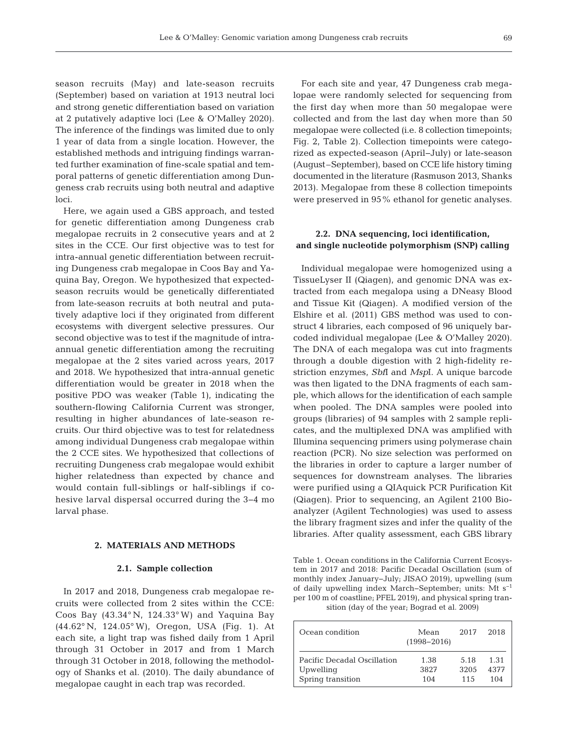season recruits (May) and late-season recruits (September) based on variation at 1913 neutral loci and strong genetic differentiation based on variation at 2 putatively adaptive loci (Lee & O'Malley 2020). The inference of the findings was limited due to only 1 year of data from a single location. However, the established methods and intriguing findings warranted further examination of fine-scale spatial and temporal patterns of genetic differentiation among Dungeness crab recruits using both neutral and adaptive loci.

Here, we again used a GBS approach, and tested for genetic differentiation among Dungeness crab megalopae recruits in 2 consecutive years and at 2 sites in the CCE. Our first objective was to test for intra-annual genetic differentiation between recruiting Dungeness crab megalopae in Coos Bay and Yaquina Bay, Oregon. We hypothesized that expected-season recruits would be genetically differentiated from late-season recruits at both neutral and putatively adaptive loci if they originated from different ecosystems with divergent selective pressures. Our second objective was to test if the magnitude of intra-annual genetic differentiation among the recruiting megalopae at the 2 sites varied across years, 2017 and 2018. We hypothesized that intra-annual genetic differentiation would be greater in 2018 when the positive PDO was weaker (Table 1), indicating the southern-flowing California Current was stronger, resulting in higher abundances of late-season recruits. Our third objective was to test for relatedness among individual Dungeness crab megalopae within the 2 CCE sites. We hypothesized that collections of recruiting Dungeness crab megalopae would exhibit higher relatedness than expected by chance and would contain full-siblings or half-siblings if cohesive larval dispersal occurred during the 3–4 mo larval phase.

## 2. MATERIALS AND METHODS

### 2.1. Sample collection

In 2017 and 2018, Dungeness crab megalopae recruits were collected from 2 sites within the CCE: Coos Bay (43.34° N, 124.33° W) and Yaquina Bay (44.62° N, 124.05° W), Oregon, USA (Fig. 1). At each site, a light trap was fished daily from 1 April through 31 October in 2017 and from 1 March through 31 October in 2018, following the methodology of Shanks et al. (2010). The daily abundance of megalopae caught in each trap was recorded.

For each site and year, 47 Dungeness crab megalopae were randomly selected for sequencing from the first day when more than 50 megalopae were collected and from the last day when more than 50 megalopae were collected (i.e. 8 collection timepoints; Fig. 2, Table 2). Collection timepoints were categorized as expected-season (April–July) or late-season (August–September), based on CCE life history timing documented in the literature (Rasmuson 2013, Shanks 2013). Megalopae from these 8 collection timepoints were preserved in 95% ethanol for genetic analyses.

### 2.2. DNA sequencing, loci identification, and single nucleotide polymorphism (SNP) calling

Individual megalopae were homogenized using a TissueLyser II (Qiagen), and genomic DNA was extracted from each megalopa using a DNeasy Blood and Tissue Kit (Qiagen). A modified version of the Elshire et al. (2011) GBS method was used to construct 4 libraries, each composed of 96 uniquely barcoded individual megalopae (Lee & O'Malley 2020). The DNA of each megalopa was cut into fragments through a double digestion with 2 high-fidelity restriction enzymes, *Sbf*I and *Msp*I. A unique barcode was then ligated to the DNA fragments of each sample, which allows for the identification of each sample when pooled. The DNA samples were pooled into groups (libraries) of 94 samples with 2 sample replicates, and the multiplexed DNA was amplified with Illumina sequencing primers using polymerase chain reaction (PCR). No size selection was performed on the libraries in order to capture a larger number of sequences for downstream analyses. The libraries were purified using a QIAquick PCR Purification Kit (Qiagen). Prior to sequencing, an Agilent 2100 Bioanalyzer (Agilent Technologies) was used to assess the library fragment sizes and infer the quality of the libraries. After quality assessment, each GBS library

Table 1. Ocean conditions in the California Current Ecosystem in 2017 and 2018: Pacific Decadal Oscillation (sum of monthly index January–July; JISAO 2019), upwelling (sum of daily upwelling index March–September; units: Mt $s^{-1}$ per 100 m of coastline; PFEL 2019), and physical spring transition (day of the year; Bograd et al. 2009)

| Ocean condition | Mean (1998–2016) | 2017 | 2018 |
|---|---|---|---|
| Pacific Decadal Oscillation | 1.38 | 5.18 | 1.31 |
| Upwelling | 3827 | 3205 | 4377 |
| Spring transition | 104 | 115 | 104 |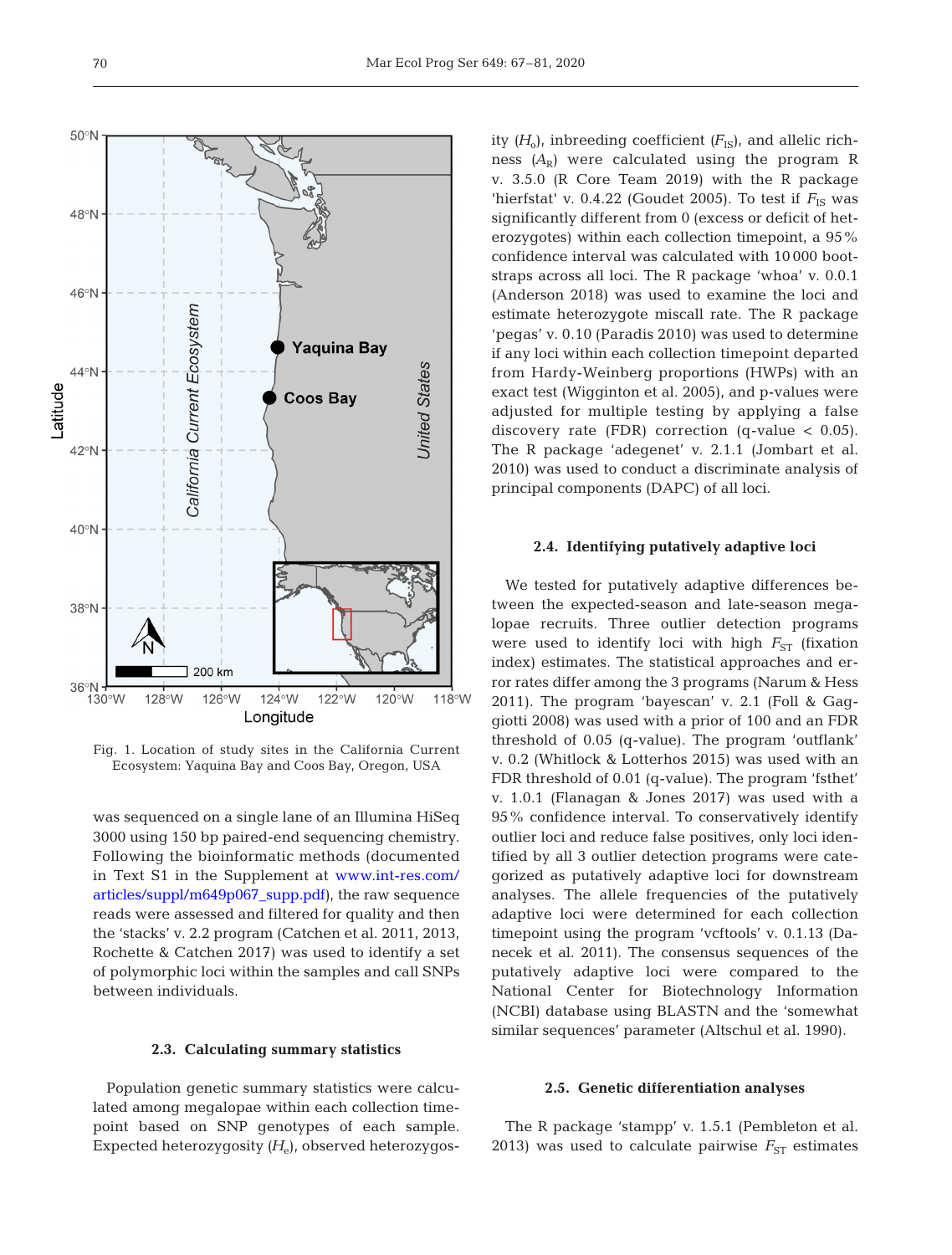Fig. 1. Location of study sites in the California Current Ecosystem: Yaquina Bay and Coos Bay, Oregon, USA

was sequenced on a single lane of an Illumina HiSeq 3000 using 150 bp paired-end sequencing chemistry. Following the bioinformatic methods (documented in Text S1 in the Supplement at www.int-res.com/articles/suppl/m649p067_supp.pdf), the raw sequence reads were assessed and filtered for quality and then the 'stacks' v. 2.2 program (Catchen et al. 2011, 2013, Rochette & Catchen 2017) was used to identify a set of polymorphic loci within the samples and call SNPs between individuals.

### 2.3. Calculating summary statistics

Population genetic summary statistics were calculated among megalopae within each collection timepoint based on SNP genotypes of each sample. Expected heterozygosity ($H_e$), observed heterozygosity ($H_o$), inbreeding coefficient ($F_{IS}$), and allelic richness ($A_R$) were calculated using the program R v. 3.5.0 (R Core Team 2019) with the R package 'hierfstat' v. 0.4.22 (Goudet 2005). To test if $F_{IS}$ was significantly different from 0 (excess or deficit of heterozygotes) within each collection timepoint, a 95% confidence interval was calculated with 10 000 bootstraps across all loci. The R package 'whoa' v. 0.0.1 (Anderson 2018) was used to examine the loci and estimate heterozygote miscall rate. The R package 'pegas' v. 0.10 (Paradis 2010) was used to determine if any loci within each collection timepoint departed from Hardy-Weinberg proportions (HWPs) with an exact test (Wigginton et al. 2005), and p-values were adjusted for multiple testing by applying a false discovery rate (FDR) correction (q-value < 0.05). The R package 'adegenet' v. 2.1.1 (Jombart et al. 2010) was used to conduct a discriminate analysis of principal components (DAPC) of all loci.

### 2.4. Identifying putatively adaptive loci

We tested for putatively adaptive differences between the expected-season and late-season megalopae recruits. Three outlier detection programs were used to identify loci with high $F_{ST}$ (fixation index) estimates. The statistical approaches and error rates differ among the 3 programs (Narum & Hess 2011). The program 'bayescan' v. 2.1 (Foll & Gaggiotti 2008) was used with a prior of 100 and an FDR threshold of 0.05 (q-value). The program 'outflank' v. 0.2 (Whitlock & Lotterhos 2015) was used with an FDR threshold of 0.01 (q-value). The program 'fsthet' v. 1.0.1 (Flanagan & Jones 2017) was used with a 95% confidence interval. To conservatively identify outlier loci and reduce false positives, only loci identified by all 3 outlier detection programs were categorized as putatively adaptive loci for downstream analyses. The allele frequencies of the putatively adaptive loci were determined for each collection timepoint using the program 'vcftools' v. 0.1.13 (Danecek et al. 2011). The consensus sequences of the putatively adaptive loci were compared to the National Center for Biotechnology Information (NCBI) database using BLASTN and the 'somewhat similar sequences' parameter (Altschul et al. 1990).

### 2.5. Genetic differentiation analyses

The R package 'stampp' v. 1.5.1 (Pembleton et al. 2013) was used to calculate pairwise $F_{ST}$ estimates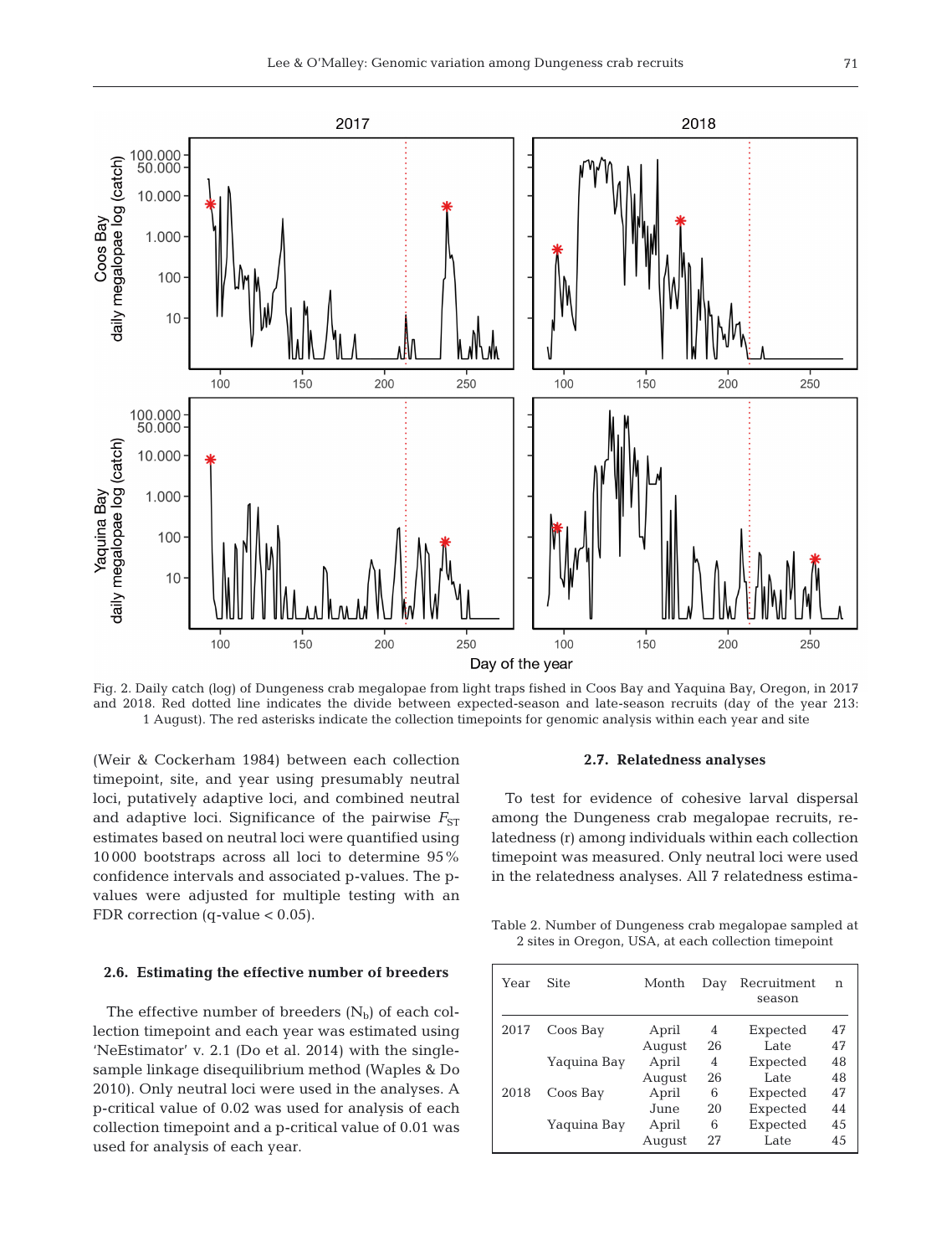Fig. 2. Daily catch (log) of Dungeness crab megalopae from light traps fished in Coos Bay and Yaquina Bay, Oregon, in 2017 and 2018. Red dotted line indicates the divide between expected-season and late-season recruits (day of the year 213: 1 August). The red asterisks indicate the collection timepoints for genomic analysis within each year and site

(Weir & Cockerham 1984) between each collection timepoint, site, and year using presumably neutral loci, putatively adaptive loci, and combined neutral and adaptive loci. Significance of the pairwise $F_{ST}$ estimates based on neutral loci were quantified using 10 000 bootstraps across all loci to determine 95% confidence intervals and associated p-values. The p-values were adjusted for multiple testing with an FDR correction (q-value < 0.05).

### 2.6. Estimating the effective number of breeders

The effective number of breeders ($N_b$) of each collection timepoint and each year was estimated using 'NeEstimator' v. 2.1 (Do et al. 2014) with the single-sample linkage disequilibrium method (Waples & Do 2010). Only neutral loci were used in the analyses. A p-critical value of 0.02 was used for analysis of each collection timepoint and a p-critical value of 0.01 was used for analysis of each year.

### 2.7. Relatedness analyses

To test for evidence of cohesive larval dispersal among the Dungeness crab megalopae recruits, relatedness (r) among individuals within each collection timepoint was measured. Only neutral loci were used in the relatedness analyses. All 7 relatedness estima-

Table 2. Number of Dungeness crab megalopae sampled at 2 sites in Oregon, USA, at each collection timepoint

| Year | Site | Month | Day | Recruitment season | n |
|---|---|---|---|---|---|
| 2017 | Coos Bay | April | 4 | Expected | 47 |
| | | August | 26 | Late | 47 |
| | Yaquina Bay | April | 4 | Expected | 48 |
| | | August | 26 | Late | 48 |
| 2018 | Coos Bay | April | 6 | Expected | 47 |
| | | June | 20 | Expected | 44 |
| | Yaquina Bay | April | 6 | Expected | 45 |
| | | August | 27 | Late | 45 |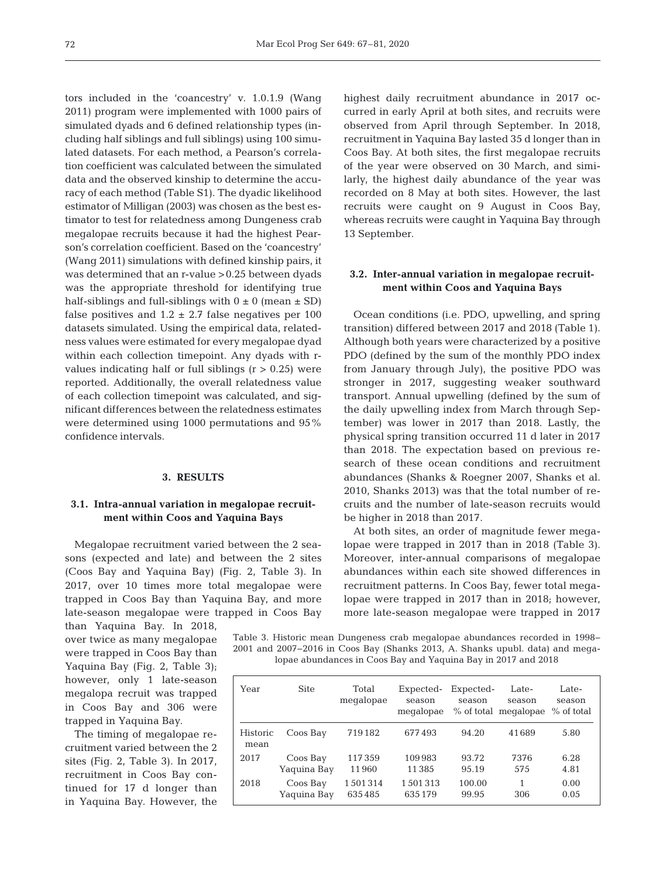tors included in the 'coancestry' v. 1.0.1.9 (Wang 2011) program were implemented with 1000 pairs of simulated dyads and 6 defined relationship types (including half siblings and full siblings) using 100 simulated datasets. For each method, a Pearson's correlation coefficient was calculated between the simulated data and the observed kinship to determine the accuracy of each method (Table S1). The dyadic likelihood estimator of Milligan (2003) was chosen as the best estimator to test for relatedness among Dungeness crab megalopae recruits because it had the highest Pearson's correlation coefficient. Based on the 'coancestry' (Wang 2011) simulations with defined kinship pairs, it was determined that an r-value >0.25 between dyads was the appropriate threshold for identifying true half-siblings and full-siblings with $0 \pm 0$ (mean ± SD) false positives and $1.2 \pm 2.7$ false negatives per 100 datasets simulated. Using the empirical data, relatedness values were estimated for every megalopae dyad within each collection timepoint. Any dyads with r-values indicating half or full siblings ($r > 0.25$) were reported. Additionally, the overall relatedness value of each collection timepoint was calculated, and significant differences between the relatedness estimates were determined using 1000 permutations and 95% confidence intervals.

## 3. RESULTS

### 3.1. Intra-annual variation in megalopae recruitment within Coos and Yaquina Bays

Megalopae recruitment varied between the 2 seasons (expected and late) and between the 2 sites (Coos Bay and Yaquina Bay) (Fig. 2, Table 3). In 2017, over 10 times more total megalopae were trapped in Coos Bay than Yaquina Bay, and more late-season megalopae were trapped in Coos Bay than Yaquina Bay. In 2018, over twice as many megalopae were trapped in Coos Bay than Yaquina Bay (Fig. 2, Table 3); however, only 1 late-season megalopa recruit was trapped in Coos Bay and 306 were trapped in Yaquina Bay.

The timing of megalopae recruitment varied between the 2 sites (Fig. 2, Table 3). In 2017, recruitment in Coos Bay continued for 17 d longer than in Yaquina Bay. However, the highest daily recruitment abundance in 2017 occurred in early April at both sites, and recruits were observed from April through September. In 2018, recruitment in Yaquina Bay lasted 35 d longer than in Coos Bay. At both sites, the first megalopae recruits of the year were observed on 30 March, and similarly, the highest daily abundance of the year was recorded on 8 May at both sites. However, the last recruits were caught on 9 August in Coos Bay, whereas recruits were caught in Yaquina Bay through 13 September.

### 3.2. Inter-annual variation in megalopae recruitment within Coos and Yaquina Bays

Ocean conditions (i.e. PDO, upwelling, and spring transition) differed between 2017 and 2018 (Table 1). Although both years were characterized by a positive PDO (defined by the sum of the monthly PDO index from January through July), the positive PDO was stronger in 2017, suggesting weaker southward transport. Annual upwelling (defined by the sum of the daily upwelling index from March through September) was lower in 2017 than 2018. Lastly, the physical spring transition occurred 11 d later in 2017 than 2018. The expectation based on previous research of these ocean conditions and recruitment abundances (Shanks & Roegner 2007, Shanks et al. 2010, Shanks 2013) was that the total number of recruits and the number of late-season recruits would be higher in 2018 than 2017.

At both sites, an order of magnitude fewer megalopae were trapped in 2017 than in 2018 (Table 3). Moreover, inter-annual comparisons of megalopae abundances within each site showed differences in recruitment patterns. In Coos Bay, fewer total megalopae were trapped in 2017 than in 2018; however, more late-season megalopae were trapped in 2017

Table 3. Historic mean Dungeness crab megalopae abundances recorded in 1998–2001 and 2007–2016 in Coos Bay (Shanks 2013, A. Shanks upubl. data) and megalopae abundances in Coos Bay and Yaquina Bay in 2017 and 2018

| Year | Site | Total megalopae | Expected-season megalopae | Expected-season % of total | Late-season megalopae | Late-season % of total |
|---|---|---|---|---|---|---|
| Historic mean | Coos Bay | 719182 | 677493 | 94.20 | 41689 | 5.80 |
| 2017 | Coos Bay | 117359 | 109983 | 93.72 | 7376 | 6.28 |
| | Yaquina Bay | 11960 | 11385 | 95.19 | 575 | 4.81 |
| 2018 | Coos Bay | 1501314 | 1501313 | 100.00 | 1 | 0.00 |
| | Yaquina Bay | 635485 | 635179 | 99.95 | 306 | 0.05 |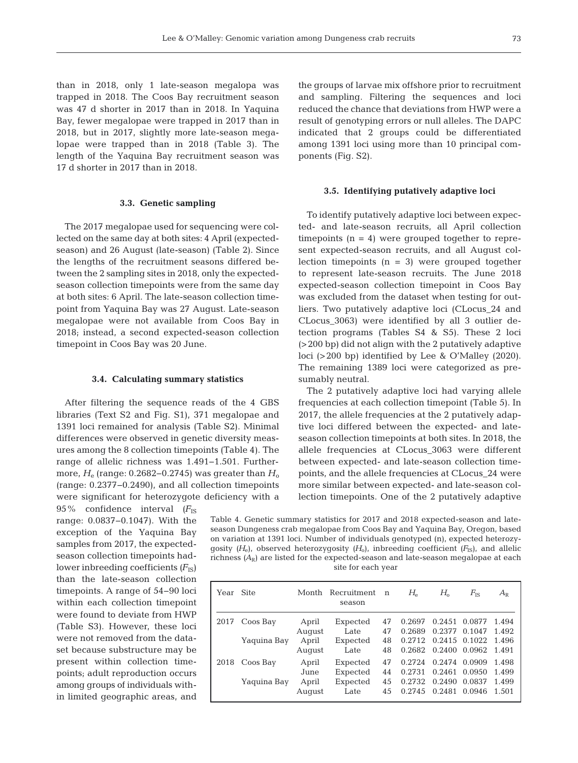than in 2018, only 1 late-season megalopa was trapped in 2018. The Coos Bay recruitment season was 47 d shorter in 2017 than in 2018. In Yaquina Bay, fewer megalopae were trapped in 2017 than in 2018, but in 2017, slightly more late-season megalopae were trapped than in 2018 (Table 3). The length of the Yaquina Bay recruitment season was 17 d shorter in 2017 than in 2018.

### 3.3. Genetic sampling

The 2017 megalopae used for sequencing were collected on the same day at both sites: 4 April (expected-season) and 26 August (late-season) (Table 2). Since the lengths of the recruitment seasons differed between the 2 sampling sites in 2018, only the expected-season collection timepoints were from the same day at both sites: 6 April. The late-season collection timepoint from Yaquina Bay was 27 August. Late-season megalopae were not available from Coos Bay in 2018; instead, a second expected-season collection timepoint in Coos Bay was 20 June.

### 3.4. Calculating summary statistics

After filtering the sequence reads of the 4 GBS libraries (Text S2 and Fig. S1), 371 megalopae and 1391 loci remained for analysis (Table S2). Minimal differences were observed in genetic diversity measures among the 8 collection timepoints (Table 4). The range of allelic richness was 1.491–1.501. Furthermore, $H_e$ (range: 0.2682–0.2745) was greater than $H_o$ (range: 0.2377–0.2490), and all collection timepoints were significant for heterozygote deficiency with a 95% confidence interval ($F_{IS}$ range: 0.0837–0.1047). With the exception of the Yaquina Bay samples from 2017, the expected-season collection timepoints had lower inbreeding coefficients ($F_{IS}$) than the late-season collection timepoints. A range of 54–90 loci within each collection timepoint were found to deviate from HWP (Table S3). However, these loci were not removed from the dataset because substructure may be present within collection timepoints; adult reproduction occurs among groups of individuals within limited geographic areas, and the groups of larvae mix offshore prior to recruitment and sampling. Filtering the sequences and loci reduced the chance that deviations from HWP were a result of genotyping errors or null alleles. The DAPC indicated that 2 groups could be differentiated among 1391 loci using more than 10 principal components (Fig. S2).

### 3.5. Identifying putatively adaptive loci

To identify putatively adaptive loci between expected- and late-season recruits, all April collection timepoints (n = 4) were grouped together to represent expected-season recruits, and all August collection timepoints (n = 3) were grouped together to represent late-season recruits. The June 2018 expected-season collection timepoint in Coos Bay was excluded from the dataset when testing for outliers. Two putatively adaptive loci (CLocus_24 and CLocus_3063) were identified by all 3 outlier detection programs (Tables S4 & S5). These 2 loci (>200 bp) did not align with the 2 putatively adaptive loci (>200 bp) identified by Lee & O'Malley (2020). The remaining 1389 loci were categorized as presumably neutral.

The 2 putatively adaptive loci had varying allele frequencies at each collection timepoint (Table 5). In 2017, the allele frequencies at the 2 putatively adaptive loci differed between the expected- and late-season collection timepoints at both sites. In 2018, the allele frequencies at CLocus_3063 were different between expected- and late-season collection timepoints, and the allele frequencies at CLocus_24 were more similar between expected- and late-season collection timepoints. One of the 2 putatively adaptive

Table 4. Genetic summary statistics for 2017 and 2018 expected-season and late-season Dungeness crab megalopae from Coos Bay and Yaquina Bay, Oregon, based on variation at 1391 loci. Number of individuals genotyped (n), expected heterozygosity ($H_e$), observed heterozygosity ($H_o$), inbreeding coefficient ($F_{IS}$), and allelic richness ($A_R$) are listed for the expected-season and late-season megalopae at each site for each year

| Year | Site | Month | Recruitment season | n | $H_e$ | $H_o$ | $F_{IS}$ | $A_R$ |
|---|---|---|---|---|---|---|---|---|
| 2017 | Coos Bay | April | Expected | 47 | 0.2697 | 0.2451 | 0.0877 | 1.494 |
| | | August | Late | 47 | 0.2689 | 0.2377 | 0.1047 | 1.492 |
| | Yaquina Bay | April | Expected | 48 | 0.2712 | 0.2415 | 0.1022 | 1.496 |
| | | August | Late | 48 | 0.2682 | 0.2400 | 0.0962 | 1.491 |
| 2018 | Coos Bay | April | Expected | 47 | 0.2724 | 0.2474 | 0.0909 | 1.498 |
| | | June | Expected | 44 | 0.2731 | 0.2461 | 0.0950 | 1.499 |
| | Yaquina Bay | April | Expected | 45 | 0.2732 | 0.2490 | 0.0837 | 1.499 |
| | | August | Late | 45 | 0.2745 | 0.2481 | 0.0946 | 1.501 |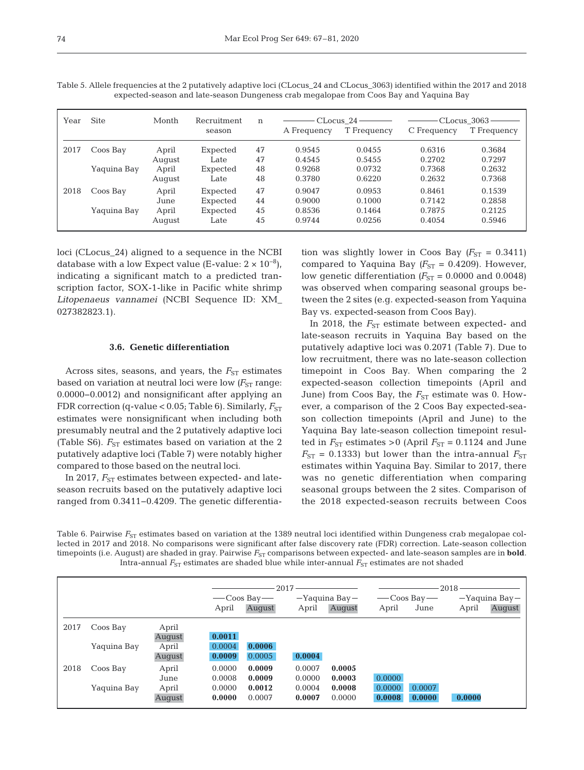Table 5. Allele frequencies at the 2 putatively adaptive loci (CLocus_24 and CLocus_3063) identified within the 2017 and 2018 expected-season and late-season Dungeness crab megalopae from Coos Bay and Yaquina Bay

| Year | Site | Month | Recruitment season | n | CLocus_24 A Frequency | CLocus_24 T Frequency | CLocus_3063 C Frequency | CLocus_3063 T Frequency |
|---|---|---|---|---|---|---|---|---|
| 2017 | Coos Bay | April | Expected | 47 | 0.9545 | 0.0455 | 0.6316 | 0.3684 |
| | | August | Late | 47 | 0.4545 | 0.5455 | 0.2702 | 0.7297 |
| | Yaquina Bay | April | Expected | 48 | 0.9268 | 0.0732 | 0.7368 | 0.2632 |
| | | August | Late | 48 | 0.3780 | 0.6220 | 0.2632 | 0.7368 |
| 2018 | Coos Bay | April | Expected | 47 | 0.9047 | 0.0953 | 0.8461 | 0.1539 |
| | | June | Expected | 44 | 0.9000 | 0.1000 | 0.7142 | 0.2858 |
| | Yaquina Bay | April | Expected | 45 | 0.8536 | 0.1464 | 0.7875 | 0.2125 |
| | | August | Late | 45 | 0.9744 | 0.0256 | 0.4054 | 0.5946 |

loci (CLocus_24) aligned to a sequence in the NCBI database with a low Expect value (E-value: $2 \times 10^{-8}$), indicating a significant match to a predicted transcription factor, SOX-1-like in Pacific white shrimp *Litopenaeus vannamei* (NCBI Sequence ID: XM_027382823.1).

### 3.6. Genetic differentiation

Across sites, seasons, and years, the $F_{ST}$ estimates based on variation at neutral loci were low ($F_{ST}$ range: 0.0000–0.0012) and nonsignificant after applying an FDR correction (q-value < 0.05; Table 6). Similarly, $F_{ST}$ estimates were nonsignificant when including both presumably neutral and the 2 putatively adaptive loci (Table S6). $F_{ST}$ estimates based on variation at the 2 putatively adaptive loci (Table 7) were notably higher compared to those based on the neutral loci.

In 2017, $F_{ST}$ estimates between expected- and late-season recruits based on the putatively adaptive loci ranged from 0.3411–0.4209. The genetic differentiation was slightly lower in Coos Bay ($F_{ST}$ = 0.3411) compared to Yaquina Bay ($F_{ST}$ = 0.4209). However, low genetic differentiation ($F_{ST}$ = 0.0000 and 0.0048) was observed when comparing seasonal groups between the 2 sites (e.g. expected-season from Yaquina Bay vs. expected-season from Coos Bay).

In 2018, the $F_{ST}$ estimate between expected- and late-season recruits in Yaquina Bay based on the putatively adaptive loci was 0.2071 (Table 7). Due to low recruitment, there was no late-season collection timepoint in Coos Bay. When comparing the 2 expected-season collection timepoints (April and June) from Coos Bay, the $F_{ST}$ estimate was 0. However, a comparison of the 2 Coos Bay expected-season collection timepoints (April and June) to the Yaquina Bay late-season collection timepoint resulted in $F_{ST}$ estimates >0 (April $F_{ST}$ = 0.1124 and June $F_{ST}$ = 0.1333) but lower than the intra-annual $F_{ST}$ estimates within Yaquina Bay. Similar to 2017, there was no genetic differentiation when comparing seasonal groups between the 2 sites. Comparison of the 2018 expected-season recruits between Coos

Table 6. Pairwise $F_{ST}$ estimates based on variation at the 1389 neutral loci identified within Dungeness crab megalopae collected in 2017 and 2018. No comparisons were significant after false discovery rate (FDR) correction. Late-season collection timepoints (i.e. August) are shaded in gray. Pairwise $F_{ST}$ comparisons between expected- and late-season samples are in **bold**. Intra-annual $F_{ST}$ estimates are shaded blue while inter-annual $F_{ST}$ estimates are not shaded

| | | | 2017 Coos Bay April | 2017 Coos Bay August | 2017 Yaquina Bay April | 2017 Yaquina Bay August | 2018 Coos Bay April | 2018 Coos Bay June | 2018 Yaquina Bay April | 2018 Yaquina Bay August |
|---|---|---|---|---|---|---|---|---|---|---|
| 2017 | Coos Bay | April | | | | | | | | |
| | | August | **0.0011** | | | | | | | |
| | Yaquina Bay | April | 0.0004 | **0.0006** | | | | | | |
| | | August | **0.0009** | 0.0005 | **0.0004** | | | | | |
| 2018 | Coos Bay | April | 0.0000 | **0.0009** | 0.0007 | **0.0005** | | | | |
| | | June | 0.0008 | **0.0009** | 0.0000 | **0.0003** | 0.0000 | | | |
| | Yaquina Bay | April | 0.0000 | **0.0012** | 0.0004 | **0.0008** | 0.0000 | 0.0007 | | |
| | | August | **0.0000** | 0.0007 | **0.0007** | 0.0000 | **0.0008** | **0.0000** | **0.0000** | |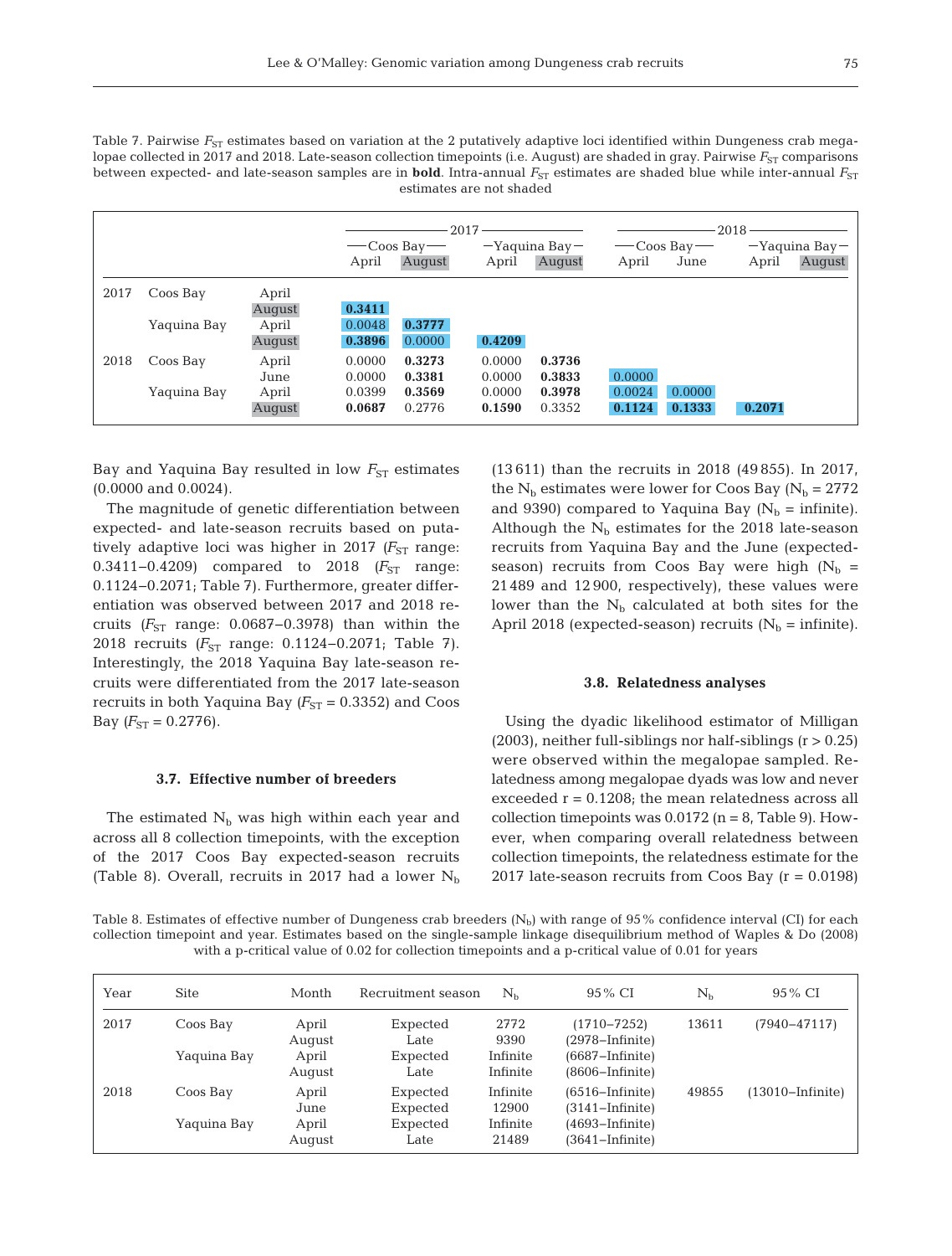Table 7. Pairwise $F_{ST}$ estimates based on variation at the 2 putatively adaptive loci identified within Dungeness crab megalopae collected in 2017 and 2018. Late-season collection timepoints (i.e. August) are shaded in gray. Pairwise $F_{ST}$ comparisons between expected- and late-season samples are in **bold**. Intra-annual $F_{ST}$ estimates are shaded blue while inter-annual $F_{ST}$ estimates are not shaded

| | | | 2017 | | | | 2018 | | | |
|---|---|---|---|---|---|---|---|---|---|---|
| | | | Coos Bay | | Yaquina Bay | | Coos Bay | | Yaquina Bay | |
| | | | April | August | April | August | April | June | April | August |
| 2017 | Coos Bay | April | | | | | | | | |
| | | August | **0.3411** | | | | | | | |
| | Yaquina Bay | April | 0.0048 | **0.3777** | | | | | | |
| | | August | **0.3896** | 0.0000 | **0.4209** | | | | | |
| 2018 | Coos Bay | April | 0.0000 | **0.3273** | 0.0000 | **0.3736** | | | | |
| | | June | 0.0000 | **0.3381** | 0.0000 | **0.3833** | 0.0000 | | | |
| | Yaquina Bay | April | 0.0399 | **0.3569** | 0.0000 | **0.3978** | 0.0024 | 0.0000 | | |
| | | August | **0.0687** | 0.2776 | **0.1590** | 0.3352 | **0.1124** | **0.1333** | **0.2071** | |

Bay and Yaquina Bay resulted in low $F_{ST}$ estimates (0.0000 and 0.0024).

The magnitude of genetic differentiation between expected- and late-season recruits based on putatively adaptive loci was higher in 2017 ($F_{ST}$ range: 0.3411–0.4209) compared to 2018 ($F_{ST}$ range: 0.1124–0.2071; Table 7). Furthermore, greater differentiation was observed between 2017 and 2018 recruits ($F_{ST}$ range: 0.0687–0.3978) than within the 2018 recruits ($F_{ST}$ range: 0.1124–0.2071; Table 7). Interestingly, the 2018 Yaquina Bay late-season recruits were differentiated from the 2017 late-season recruits in both Yaquina Bay ($F_{ST}$ = 0.3352) and Coos Bay ($F_{ST}$ = 0.2776).

### 3.7. Effective number of breeders

The estimated $N_b$ was high within each year and across all 8 collection timepoints, with the exception of the 2017 Coos Bay expected-season recruits (Table 8). Overall, recruits in 2017 had a lower $N_b$ (13 611) than the recruits in 2018 (49 855). In 2017, the $N_b$ estimates were lower for Coos Bay ($N_b$ = 2772 and 9390) compared to Yaquina Bay ($N_b$ = infinite). Although the $N_b$ estimates for the 2018 late-season recruits from Yaquina Bay and the June (expected-season) recruits from Coos Bay were high ($N_b$ = 21 489 and 12 900, respectively), these values were lower than the $N_b$ calculated at both sites for the April 2018 (expected-season) recruits ($N_b$ = infinite).

### 3.8. Relatedness analyses

Using the dyadic likelihood estimator of Milligan (2003), neither full-siblings nor half-siblings (r > 0.25) were observed within the megalopae sampled. Relatedness among megalopae dyads was low and never exceeded r = 0.1208; the mean relatedness across all collection timepoints was 0.0172 (n = 8, Table 9). However, when comparing overall relatedness between collection timepoints, the relatedness estimate for the 2017 late-season recruits from Coos Bay (r = 0.0198)

Table 8. Estimates of effective number of Dungeness crab breeders ($N_b$) with range of 95% confidence interval (CI) for each collection timepoint and year. Estimates based on the single-sample linkage disequilibrium method of Waples & Do (2008) with a p-critical value of 0.02 for collection timepoints and a p-critical value of 0.01 for years

| Year | Site | Month | Recruitment season | $N_b$ | 95% CI | $N_b$ | 95% CI |
|---|---|---|---|---|---|---|---|
| 2017 | Coos Bay | April | Expected | 2772 | (1710–7252) | 13611 | (7940–47117) |
| | | August | Late | 9390 | (2978–Infinite) | | |
| | Yaquina Bay | April | Expected | Infinite | (6687–Infinite) | | |
| | | August | Late | Infinite | (8606–Infinite) | | |
| 2018 | Coos Bay | April | Expected | Infinite | (6516–Infinite) | 49855 | (13010–Infinite) |
| | | June | Expected | 12900 | (3141–Infinite) | | |
| | Yaquina Bay | April | Expected | Infinite | (4693–Infinite) | | |
| | | August | Late | 21489 | (3641–Infinite) | | |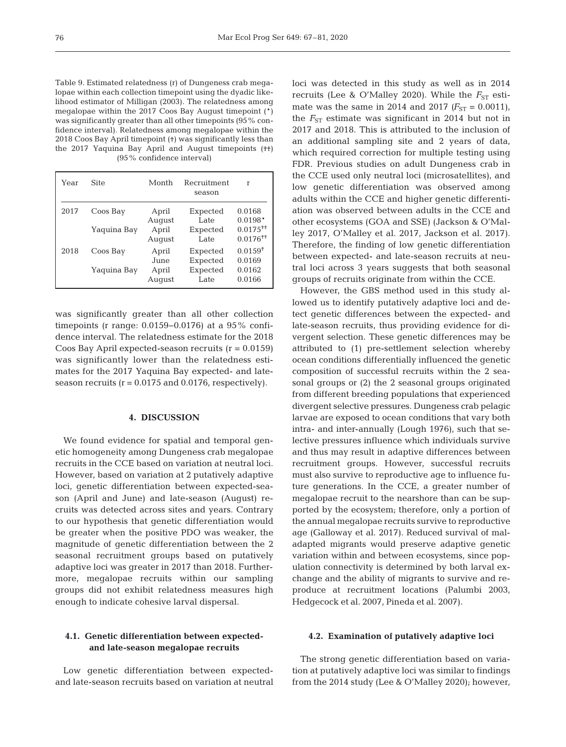Table 9. Estimated relatedness (r) of Dungeness crab megalopae within each collection timepoint using the dyadic likelihood estimator of Milligan (2003). The relatedness among megalopae within the 2017 Coos Bay August timepoint (*) was significantly greater than all other timepoints (95% confidence interval). Relatedness among megalopae within the 2018 Coos Bay April timepoint (‡) was significantly less than the 2017 Yaquina Bay April and August timepoints (‡‡) (95% confidence interval)

| Year | Site | Month | Recruitment season | r |
|---|---|---|---|---|
| 2017 | Coos Bay | April | Expected | 0.0168 |
| | | August | Late | 0.0198* |
| | Yaquina Bay | April | Expected | 0.0175‡‡ |
| | | August | Late | 0.0176‡‡ |
| 2018 | Coos Bay | April | Expected | 0.0159‡ |
| | | June | Expected | 0.0169 |
| | Yaquina Bay | April | Expected | 0.0162 |
| | | August | Late | 0.0166 |

was significantly greater than all other collection timepoints (r range: 0.0159–0.0176) at a 95% confidence interval. The relatedness estimate for the 2018 Coos Bay April expected-season recruits (r = 0.0159) was significantly lower than the relatedness estimates for the 2017 Yaquina Bay expected- and late-season recruits (r = 0.0175 and 0.0176, respectively).

## 4. DISCUSSION

We found evidence for spatial and temporal genetic homogeneity among Dungeness crab megalopae recruits in the CCE based on variation at neutral loci. However, based on variation at 2 putatively adaptive loci, genetic differentiation between expected-season (April and June) and late-season (August) recruits was detected across sites and years. Contrary to our hypothesis that genetic differentiation would be greater when the positive PDO was weaker, the magnitude of genetic differentiation between the 2 seasonal recruitment groups based on putatively adaptive loci was greater in 2017 than 2018. Furthermore, megalopae recruits within our sampling groups did not exhibit relatedness measures high enough to indicate cohesive larval dispersal.

### 4.1. Genetic differentiation between expected- and late-season megalopae recruits

Low genetic differentiation between expected- and late-season recruits based on variation at neutral loci was detected in this study as well as in 2014 recruits (Lee & O'Malley 2020). While the $F_{ST}$ estimate was the same in 2014 and 2017 ($F_{ST}$ = 0.0011), the $F_{ST}$ estimate was significant in 2014 but not in 2017 and 2018. This is attributed to the inclusion of an additional sampling site and 2 years of data, which required correction for multiple testing using FDR. Previous studies on adult Dungeness crab in the CCE used only neutral loci (microsatellites), and low genetic differentiation was observed among adults within the CCE and higher genetic differentiation was observed between adults in the CCE and other ecosystems (GOA and SSE) (Jackson & O'Malley 2017, O'Malley et al. 2017, Jackson et al. 2017). Therefore, the finding of low genetic differentiation between expected- and late-season recruits at neutral loci across 3 years suggests that both seasonal groups of recruits originate from within the CCE.

However, the GBS method used in this study allowed us to identify putatively adaptive loci and detect genetic differences between the expected- and late-season recruits, thus providing evidence for divergent selection. These genetic differences may be attributed to (1) pre-settlement selection whereby ocean conditions differentially influenced the genetic composition of successful recruits within the 2 seasonal groups or (2) the 2 seasonal groups originated from different breeding populations that experienced divergent selective pressures. Dungeness crab pelagic larvae are exposed to ocean conditions that vary both intra- and inter-annually (Lough 1976), such that selective pressures influence which individuals survive and thus may result in adaptive differences between recruitment groups. However, successful recruits must also survive to reproductive age to influence future generations. In the CCE, a greater number of megalopae recruit to the nearshore than can be supported by the ecosystem; therefore, only a portion of the annual megalopae recruits survive to reproductive age (Galloway et al. 2017). Reduced survival of maladapted migrants would preserve adaptive genetic variation within and between ecosystems, since population connectivity is determined by both larval exchange and the ability of migrants to survive and reproduce at recruitment locations (Palumbi 2003, Hedgecock et al. 2007, Pineda et al. 2007).

### 4.2. Examination of putatively adaptive loci

The strong genetic differentiation based on variation at putatively adaptive loci was similar to findings from the 2014 study (Lee & O'Malley 2020); however,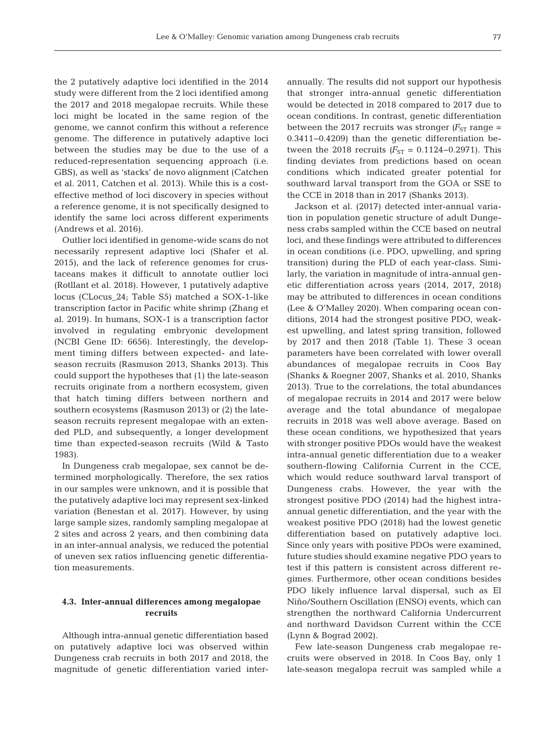the 2 putatively adaptive loci identified in the 2014 study were different from the 2 loci identified among the 2017 and 2018 megalopae recruits. While these loci might be located in the same region of the genome, we cannot confirm this without a reference genome. The difference in putatively adaptive loci between the studies may be due to the use of a reduced-representation sequencing approach (i.e. GBS), as well as 'stacks' de novo alignment (Catchen et al. 2011, Catchen et al. 2013). While this is a cost-effective method of loci discovery in species without a reference genome, it is not specifically designed to identify the same loci across different experiments (Andrews et al. 2016).

Outlier loci identified in genome-wide scans do not necessarily represent adaptive loci (Shafer et al. 2015), and the lack of reference genomes for crustaceans makes it difficult to annotate outlier loci (Rotllant et al. 2018). However, 1 putatively adaptive locus (CLocus_24; Table S5) matched a SOX-1-like transcription factor in Pacific white shrimp (Zhang et al. 2019). In humans, SOX-1 is a transcription factor involved in regulating embryonic development (NCBI Gene ID: 6656). Interestingly, the development timing differs between expected- and late-season recruits (Rasmuson 2013, Shanks 2013). This could support the hypotheses that (1) the late-season recruits originate from a northern ecosystem, given that hatch timing differs between northern and southern ecosystems (Rasmuson 2013) or (2) the late-season recruits represent megalopae with an extended PLD, and subsequently, a longer development time than expected-season recruits (Wild & Tasto 1983).

In Dungeness crab megalopae, sex cannot be determined morphologically. Therefore, the sex ratios in our samples were unknown, and it is possible that the putatively adaptive loci may represent sex-linked variation (Benestan et al. 2017). However, by using large sample sizes, randomly sampling megalopae at 2 sites and across 2 years, and then combining data in an inter-annual analysis, we reduced the potential of uneven sex ratios influencing genetic differentiation measurements.

### 4.3. Inter-annual differences among megalopae recruits

Although intra-annual genetic differentiation based on putatively adaptive loci was observed within Dungeness crab recruits in both 2017 and 2018, the magnitude of genetic differentiation varied inter-annually. The results did not support our hypothesis that stronger intra-annual genetic differentiation would be detected in 2018 compared to 2017 due to ocean conditions. In contrast, genetic differentiation between the 2017 recruits was stronger ($F_{ST}$ range = 0.3411–0.4209) than the genetic differentiation between the 2018 recruits ($F_{ST}$ = 0.1124–0.2971). This finding deviates from predictions based on ocean conditions which indicated greater potential for southward larval transport from the GOA or SSE to the CCE in 2018 than in 2017 (Shanks 2013).

Jackson et al. (2017) detected inter-annual variation in population genetic structure of adult Dungeness crabs sampled within the CCE based on neutral loci, and these findings were attributed to differences in ocean conditions (i.e. PDO, upwelling, and spring transition) during the PLD of each year-class. Similarly, the variation in magnitude of intra-annual genetic differentiation across years (2014, 2017, 2018) may be attributed to differences in ocean conditions (Lee & O'Malley 2020). When comparing ocean conditions, 2014 had the strongest positive PDO, weakest upwelling, and latest spring transition, followed by 2017 and then 2018 (Table 1). These 3 ocean parameters have been correlated with lower overall abundances of megalopae recruits in Coos Bay (Shanks & Roegner 2007, Shanks et al. 2010, Shanks 2013). True to the correlations, the total abundances of megalopae recruits in 2014 and 2017 were below average and the total abundance of megalopae recruits in 2018 was well above average. Based on these ocean conditions, we hypothesized that years with stronger positive PDOs would have the weakest intra-annual genetic differentiation due to a weaker southern-flowing California Current in the CCE, which would reduce southward larval transport of Dungeness crabs. However, the year with the strongest positive PDO (2014) had the highest intra-annual genetic differentiation, and the year with the weakest positive PDO (2018) had the lowest genetic differentiation based on putatively adaptive loci. Since only years with positive PDOs were examined, future studies should examine negative PDO years to test if this pattern is consistent across different regimes. Furthermore, other ocean conditions besides PDO likely influence larval dispersal, such as El Niño/Southern Oscillation (ENSO) events, which can strengthen the northward California Undercurrent and northward Davidson Current within the CCE (Lynn & Bograd 2002).

Few late-season Dungeness crab megalopae recruits were observed in 2018. In Coos Bay, only 1 late-season megalopa recruit was sampled while a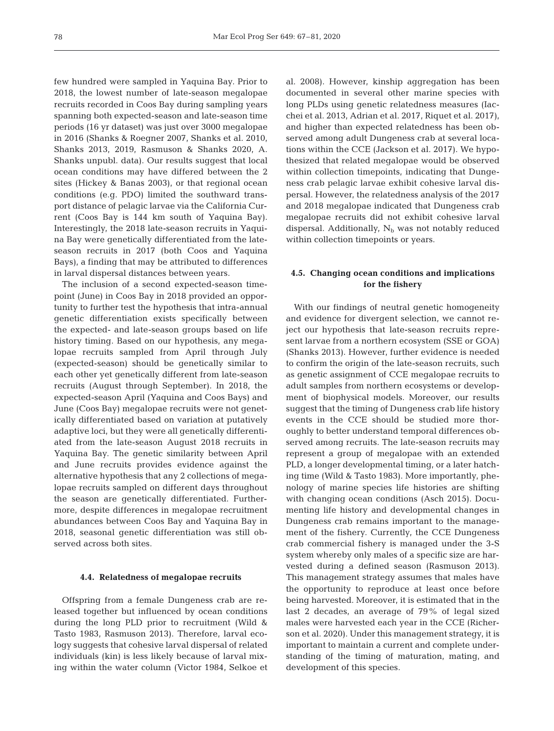few hundred were sampled in Yaquina Bay. Prior to 2018, the lowest number of late-season megalopae recruits recorded in Coos Bay during sampling years spanning both expected-season and late-season time periods (16 yr dataset) was just over 3000 megalopae in 2016 (Shanks & Roegner 2007, Shanks et al. 2010, Shanks 2013, 2019, Rasmuson & Shanks 2020, A. Shanks unpubl. data). Our results suggest that local ocean conditions may have differed between the 2 sites (Hickey & Banas 2003), or that regional ocean conditions (e.g. PDO) limited the southward transport distance of pelagic larvae via the California Current (Coos Bay is 144 km south of Yaquina Bay). Interestingly, the 2018 late-season recruits in Yaquina Bay were genetically differentiated from the late-season recruits in 2017 (both Coos and Yaquina Bays), a finding that may be attributed to differences in larval dispersal distances between years.

The inclusion of a second expected-season timepoint (June) in Coos Bay in 2018 provided an opportunity to further test the hypothesis that intra-annual genetic differentiation exists specifically between the expected- and late-season groups based on life history timing. Based on our hypothesis, any megalopae recruits sampled from April through July (expected-season) should be genetically similar to each other yet genetically different from late-season recruits (August through September). In 2018, the expected-season April (Yaquina and Coos Bays) and June (Coos Bay) megalopae recruits were not genetically differentiated based on variation at putatively adaptive loci, but they were all genetically differentiated from the late-season August 2018 recruits in Yaquina Bay. The genetic similarity between April and June recruits provides evidence against the alternative hypothesis that any 2 collections of megalopae recruits sampled on different days throughout the season are genetically differentiated. Furthermore, despite differences in megalopae recruitment abundances between Coos Bay and Yaquina Bay in 2018, seasonal genetic differentiation was still observed across both sites.

### 4.4. Relatedness of megalopae recruits

Offspring from a female Dungeness crab are released together but influenced by ocean conditions during the long PLD prior to recruitment (Wild & Tasto 1983, Rasmuson 2013). Therefore, larval ecology suggests that cohesive larval dispersal of related individuals (kin) is less likely because of larval mixing within the water column (Victor 1984, Selkoe et al. 2008). However, kinship aggregation has been documented in several other marine species with long PLDs using genetic relatedness measures (Iacchei et al. 2013, Adrian et al. 2017, Riquet et al. 2017), and higher than expected relatedness has been observed among adult Dungeness crab at several locations within the CCE (Jackson et al. 2017). We hypothesized that related megalopae would be observed within collection timepoints, indicating that Dungeness crab pelagic larvae exhibit cohesive larval dispersal. However, the relatedness analysis of the 2017 and 2018 megalopae indicated that Dungeness crab megalopae recruits did not exhibit cohesive larval dispersal. Additionally, $N_b$ was not notably reduced within collection timepoints or years.

### 4.5. Changing ocean conditions and implications for the fishery

With our findings of neutral genetic homogeneity and evidence for divergent selection, we cannot reject our hypothesis that late-season recruits represent larvae from a northern ecosystem (SSE or GOA) (Shanks 2013). However, further evidence is needed to confirm the origin of the late-season recruits, such as genetic assignment of CCE megalopae recruits to adult samples from northern ecosystems or development of biophysical models. Moreover, our results suggest that the timing of Dungeness crab life history events in the CCE should be studied more thoroughly to better understand temporal differences observed among recruits. The late-season recruits may represent a group of megalopae with an extended PLD, a longer developmental timing, or a later hatching time (Wild & Tasto 1983). More importantly, phenology of marine species life histories are shifting with changing ocean conditions (Asch 2015). Documenting life history and developmental changes in Dungeness crab remains important to the management of the fishery. Currently, the CCE Dungeness crab commercial fishery is managed under the 3-S system whereby only males of a specific size are harvested during a defined season (Rasmuson 2013). This management strategy assumes that males have the opportunity to reproduce at least once before being harvested. Moreover, it is estimated that in the last 2 decades, an average of 79% of legal sized males were harvested each year in the CCE (Richerson et al. 2020). Under this management strategy, it is important to maintain a current and complete understanding of the timing of maturation, mating, and development of this species.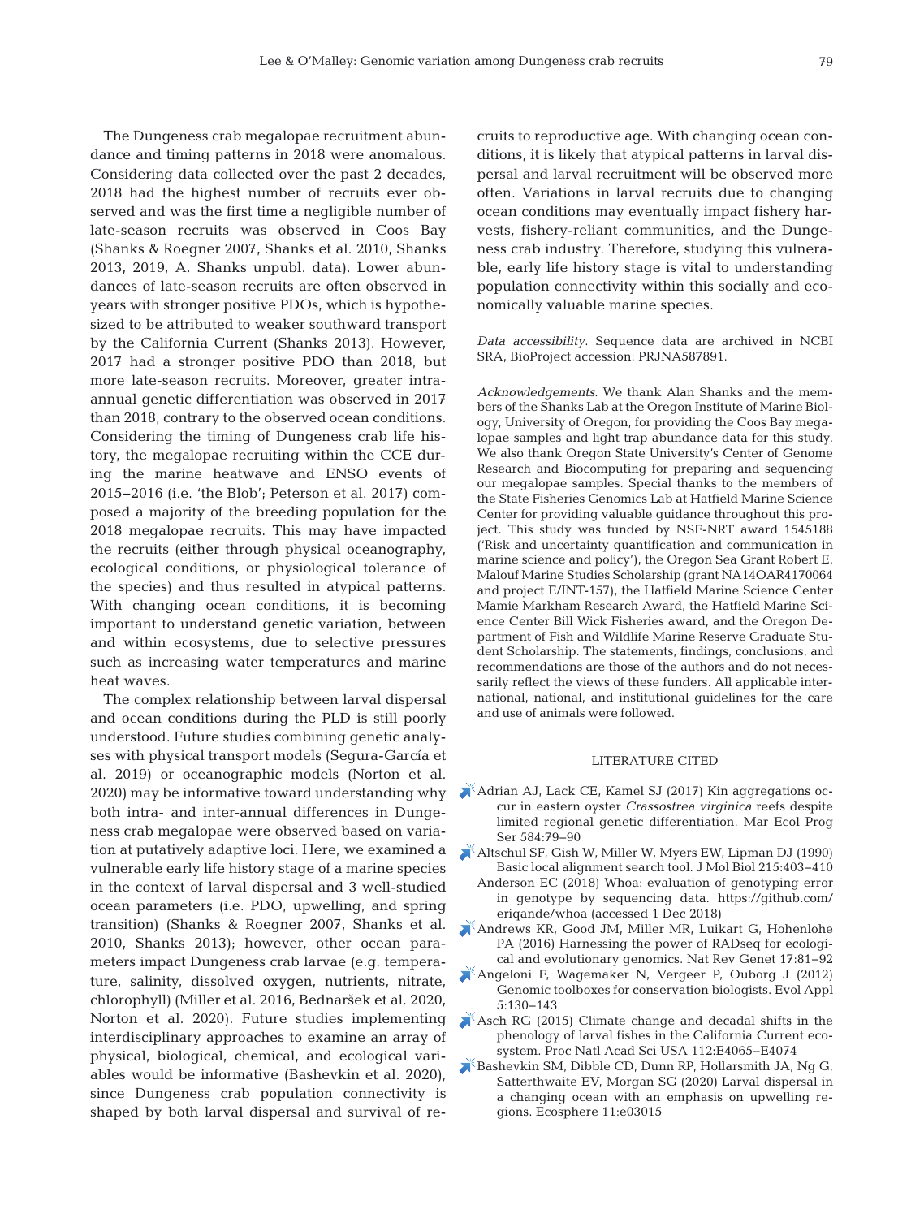The Dungeness crab megalopae recruitment abundance and timing patterns in 2018 were anomalous. Considering data collected over the past 2 decades, 2018 had the highest number of recruits ever observed and was the first time a negligible number of late-season recruits was observed in Coos Bay (Shanks & Roegner 2007, Shanks et al. 2010, Shanks 2013, 2019, A. Shanks unpubl. data). Lower abundances of late-season recruits are often observed in years with stronger positive PDOs, which is hypothesized to be attributed to weaker southward transport by the California Current (Shanks 2013). However, 2017 had a stronger positive PDO than 2018, but more late-season recruits. Moreover, greater intra-annual genetic differentiation was observed in 2017 than 2018, contrary to the observed ocean conditions. Considering the timing of Dungeness crab life history, the megalopae recruiting within the CCE during the marine heatwave and ENSO events of 2015–2016 (i.e. 'the Blob'; Peterson et al. 2017) composed a majority of the breeding population for the 2018 megalopae recruits. This may have impacted the recruits (either through physical oceanography, ecological conditions, or physiological tolerance of the species) and thus resulted in atypical patterns. With changing ocean conditions, it is becoming important to understand genetic variation, between and within ecosystems, due to selective pressures such as increasing water temperatures and marine heat waves.

The complex relationship between larval dispersal and ocean conditions during the PLD is still poorly understood. Future studies combining genetic analyses with physical transport models (Segura-García et al. 2019) or oceanographic models (Norton et al. 2020) may be informative toward understanding why both intra- and inter-annual differences in Dungeness crab megalopae were observed based on variation at putatively adaptive loci. Here, we examined a vulnerable early life history stage of a marine species in the context of larval dispersal and 3 well-studied ocean parameters (i.e. PDO, upwelling, and spring transition) (Shanks & Roegner 2007, Shanks et al. 2010, Shanks 2013); however, other ocean parameters impact Dungeness crab larvae (e.g. temperature, salinity, dissolved oxygen, nutrients, nitrate, chlorophyll) (Miller et al. 2016, Bednaršek et al. 2020, Norton et al. 2020). Future studies implementing interdisciplinary approaches to examine an array of physical, biological, chemical, and ecological variables would be informative (Bashevkin et al. 2020), since Dungeness crab population connectivity is shaped by both larval dispersal and survival of recruits to reproductive age. With changing ocean conditions, it is likely that atypical patterns in larval dispersal and larval recruitment will be observed more often. Variations in larval recruits due to changing ocean conditions may eventually impact fishery harvests, fishery-reliant communities, and the Dungeness crab industry. Therefore, studying this vulnerable, early life history stage is vital to understanding population connectivity within this socially and economically valuable marine species.

*Data accessibility.* Sequence data are archived in NCBI SRA, BioProject accession: PRJNA587891.

*Acknowledgements.* We thank Alan Shanks and the members of the Shanks Lab at the Oregon Institute of Marine Biology, University of Oregon, for providing the Coos Bay megalopae samples and light trap abundance data for this study. We also thank Oregon State University's Center of Genome Research and Biocomputing for preparing and sequencing our megalopae samples. Special thanks to the members of the State Fisheries Genomics Lab at Hatfield Marine Science Center for providing valuable guidance throughout this project. This study was funded by NSF-NRT award 1545188 ('Risk and uncertainty quantification and communication in marine science and policy'), the Oregon Sea Grant Robert E. Malouf Marine Studies Scholarship (grant NA14OAR4170064 and project E/INT-157), the Hatfield Marine Science Center Mamie Markham Research Award, the Hatfield Marine Science Center Bill Wick Fisheries award, and the Oregon Department of Fish and Wildlife Marine Reserve Graduate Student Scholarship. The statements, findings, conclusions, and recommendations are those of the authors and do not necessarily reflect the views of these funders. All applicable international, national, and institutional guidelines for the care and use of animals were followed.

## LITERATURE CITED

- Adrian AJ, Lack CE, Kamel SJ (2017) Kin aggregations occur in eastern oyster *Crassostrea virginica* reefs despite limited regional genetic differentiation. Mar Ecol Prog Ser 584:79–90
- Altschul SF, Gish W, Miller W, Myers EW, Lipman DJ (1990) Basic local alignment search tool. J Mol Biol 215:403–410
- Anderson EC (2018) Whoa: evaluation of genotyping error in genotype by sequencing data. https://github.com/eriqande/whoa (accessed 1 Dec 2018)
- Andrews KR, Good JM, Miller MR, Luikart G, Hohenlohe PA (2016) Harnessing the power of RADseq for ecological and evolutionary genomics. Nat Rev Genet 17:81–92
- Angeloni F, Wagemaker N, Vergeer P, Ouborg J (2012) Genomic toolboxes for conservation biologists. Evol Appl 5:130–143
- Asch RG (2015) Climate change and decadal shifts in the phenology of larval fishes in the California Current ecosystem. Proc Natl Acad Sci USA 112:E4065–E4074
- Bashevkin SM, Dibble CD, Dunn RP, Hollarsmith JA, Ng G, Satterthwaite EV, Morgan SG (2020) Larval dispersal in a changing ocean with an emphasis on upwelling regions. Ecosphere 11:e03015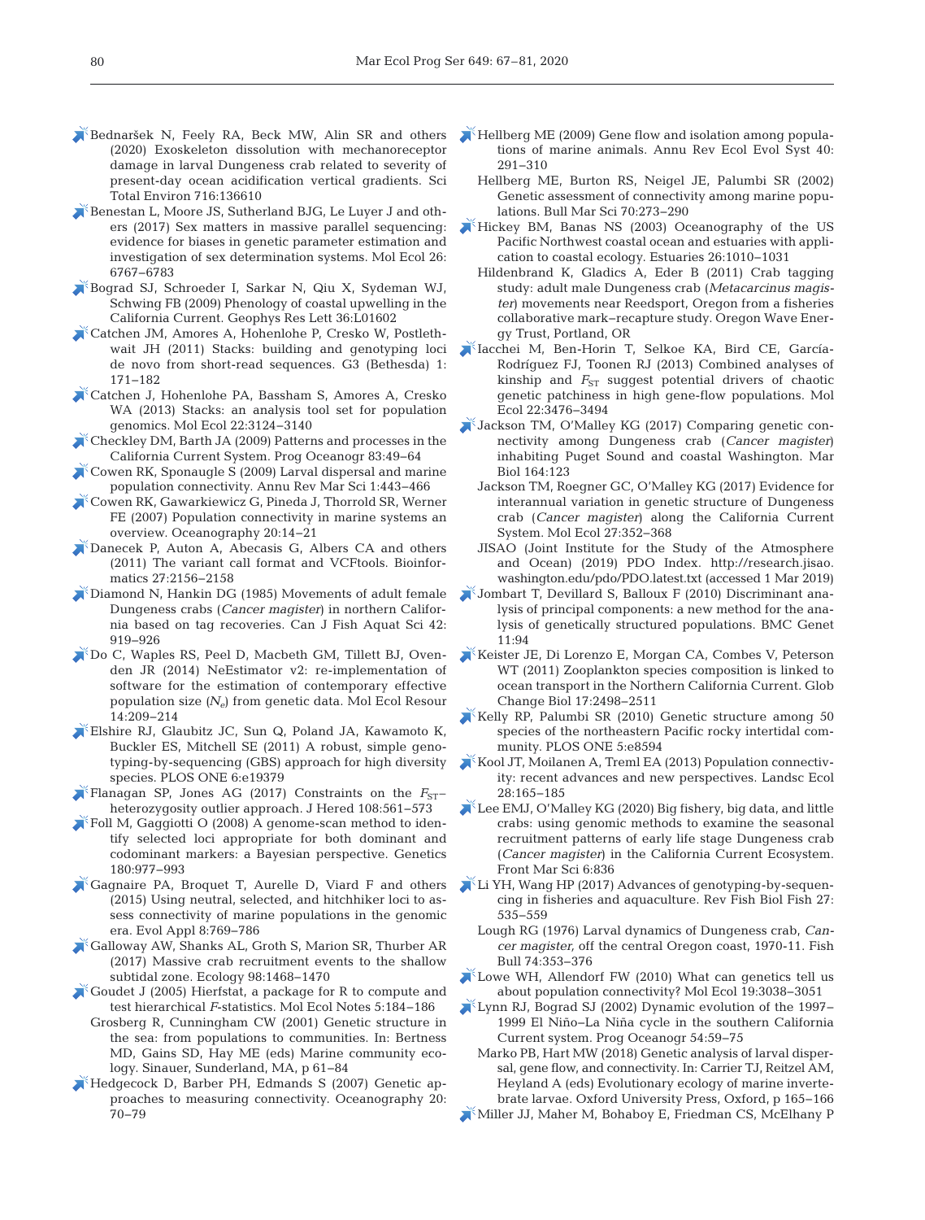Bednaršek N, Feely RA, Beck MW, Alin SR and others (2020) Exoskeleton dissolution with mechanoreceptor damage in larval Dungeness crab related to severity of present-day ocean acidification vertical gradients. Sci Total Environ 716:136610

Benestan L, Moore JS, Sutherland BJG, Le Luyer J and others (2017) Sex matters in massive parallel sequencing: evidence for biases in genetic parameter estimation and investigation of sex determination systems. Mol Ecol 26: 6767–6783

Bograd SJ, Schroeder I, Sarkar N, Qiu X, Sydeman WJ, Schwing FB (2009) Phenology of coastal upwelling in the California Current. Geophys Res Lett 36:L01602

Catchen JM, Amores A, Hohenlohe P, Cresko W, Postlethwait JH (2011) Stacks: building and genotyping loci de novo from short-read sequences. G3 (Bethesda) 1: 171–182

Catchen J, Hohenlohe PA, Bassham S, Amores A, Cresko WA (2013) Stacks: an analysis tool set for population genomics. Mol Ecol 22:3124–3140

Checkley DM, Barth JA (2009) Patterns and processes in the California Current System. Prog Oceanogr 83:49–64

Cowen RK, Sponaugle S (2009) Larval dispersal and marine population connectivity. Annu Rev Mar Sci 1:443–466

Cowen RK, Gawarkiewicz G, Pineda J, Thorrold SR, Werner FE (2007) Population connectivity in marine systems an overview. Oceanography 20:14–21

Danecek P, Auton A, Abecasis G, Albers CA and others (2011) The variant call format and VCFtools. Bioinformatics 27:2156–2158

Diamond N, Hankin DG (1985) Movements of adult female Dungeness crabs (*Cancer magister*) in northern California based on tag recoveries. Can J Fish Aquat Sci 42: 919–926

Do C, Waples RS, Peel D, Macbeth GM, Tillett BJ, Ovenden JR (2014) NeEstimator v2: re-implementation of software for the estimation of contemporary effective population size ($N_e$) from genetic data. Mol Ecol Resour 14:209–214

Elshire RJ, Glaubitz JC, Sun Q, Poland JA, Kawamoto K, Buckler ES, Mitchell SE (2011) A robust, simple genotyping-by-sequencing (GBS) approach for high diversity species. PLOS ONE 6:e19379

Flanagan SP, Jones AG (2017) Constraints on the $F_{ST}$–heterozygosity outlier approach. J Hered 108:561–573

Foll M, Gaggiotti O (2008) A genome-scan method to identify selected loci appropriate for both dominant and codominant markers: a Bayesian perspective. Genetics 180:977–993

Gagnaire PA, Broquet T, Aurelle D, Viard F and others (2015) Using neutral, selected, and hitchhiker loci to assess connectivity of marine populations in the genomic era. Evol Appl 8:769–786

Galloway AW, Shanks AL, Groth S, Marion SR, Thurber AR (2017) Massive crab recruitment events to the shallow subtidal zone. Ecology 98:1468–1470

Goudet J (2005) Hierfstat, a package for R to compute and test hierarchical *F*-statistics. Mol Ecol Notes 5:184–186

Grosberg R, Cunningham CW (2001) Genetic structure in the sea: from populations to communities. In: Bertness MD, Gains SD, Hay ME (eds) Marine community ecology. Sinauer, Sunderland, MA, p 61–84

Hedgecock D, Barber PH, Edmands S (2007) Genetic approaches to measuring connectivity. Oceanography 20: 70–79

Hellberg ME (2009) Gene flow and isolation among populations of marine animals. Annu Rev Ecol Evol Syst 40: 291–310

Hellberg ME, Burton RS, Neigel JE, Palumbi SR (2002) Genetic assessment of connectivity among marine populations. Bull Mar Sci 70:273–290

Hickey BM, Banas NS (2003) Oceanography of the US Pacific Northwest coastal ocean and estuaries with application to coastal ecology. Estuaries 26:1010–1031

Hildenbrand K, Gladics A, Eder B (2011) Crab tagging study: adult male Dungeness crab (*Metacarcinus magister*) movements near Reedsport, Oregon from a fisheries collaborative mark–recapture study. Oregon Wave Energy Trust, Portland, OR

Iacchei M, Ben-Horin T, Selkoe KA, Bird CE, García-Rodríguez FJ, Toonen RJ (2013) Combined analyses of kinship and $F_{ST}$ suggest potential drivers of chaotic genetic patchiness in high gene-flow populations. Mol Ecol 22:3476–3494

Jackson TM, O'Malley KG (2017) Comparing genetic connectivity among Dungeness crab (*Cancer magister*) inhabiting Puget Sound and coastal Washington. Mar Biol 164:123

Jackson TM, Roegner GC, O'Malley KG (2017) Evidence for interannual variation in genetic structure of Dungeness crab (*Cancer magister*) along the California Current System. Mol Ecol 27:352–368

JISAO (Joint Institute for the Study of the Atmosphere and Ocean) (2019) PDO Index. http://research.jisao.washington.edu/pdo/PDO.latest.txt (accessed 1 Mar 2019)

Jombart T, Devillard S, Balloux F (2010) Discriminant analysis of principal components: a new method for the analysis of genetically structured populations. BMC Genet 11:94

Keister JE, Di Lorenzo E, Morgan CA, Combes V, Peterson WT (2011) Zooplankton species composition is linked to ocean transport in the Northern California Current. Glob Change Biol 17:2498–2511

Kelly RP, Palumbi SR (2010) Genetic structure among 50 species of the northeastern Pacific rocky intertidal community. PLOS ONE 5:e8594

Kool JT, Moilanen A, Treml EA (2013) Population connectivity: recent advances and new perspectives. Landsc Ecol 28:165–185

Lee EMJ, O'Malley KG (2020) Big fishery, big data, and little crabs: using genomic methods to examine the seasonal recruitment patterns of early life stage Dungeness crab (*Cancer magister*) in the California Current Ecosystem. Front Mar Sci 6:836

Li YH, Wang HP (2017) Advances of genotyping-by-sequencing in fisheries and aquaculture. Rev Fish Biol Fish 27: 535–559

Lough RG (1976) Larval dynamics of Dungeness crab, *Cancer magister*, off the central Oregon coast, 1970-11. Fish Bull 74:353–376

Lowe WH, Allendorf FW (2010) What can genetics tell us about population connectivity? Mol Ecol 19:3038–3051

Lynn RJ, Bograd SJ (2002) Dynamic evolution of the 1997–1999 El Niño–La Niña cycle in the southern California Current system. Prog Oceanogr 54:59–75

Marko PB, Hart MW (2018) Genetic analysis of larval dispersal, gene flow, and connectivity. In: Carrier TJ, Reitzel AM, Heyland A (eds) Evolutionary ecology of marine invertebrate larvae. Oxford University Press, Oxford, p 165–166

Miller JJ, Maher M, Bohaboy E, Friedman CS, McElhany P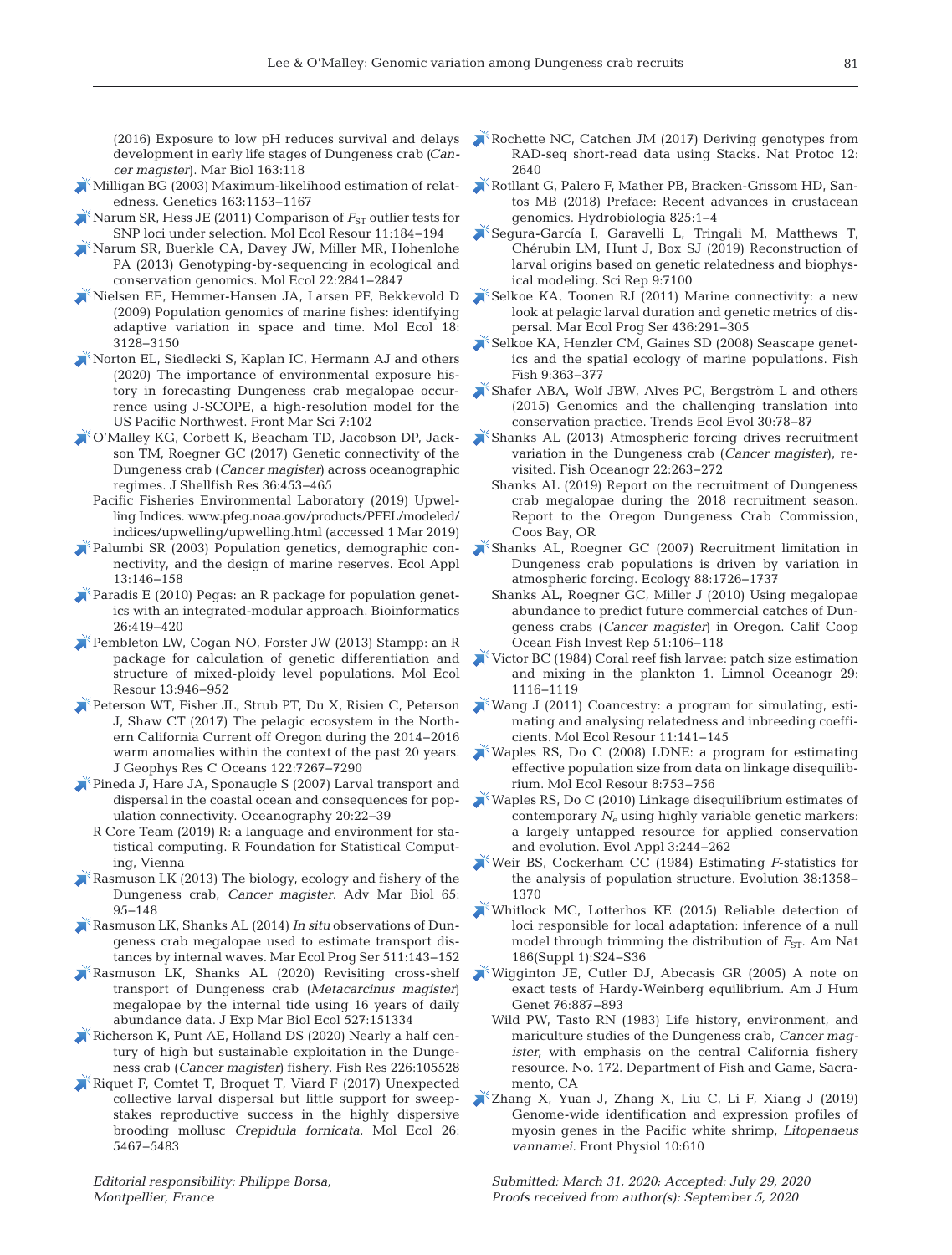(2016) Exposure to low pH reduces survival and delays development in early life stages of Dungeness crab (*Cancer magister*). Mar Biol 163:118

Milligan BG (2003) Maximum-likelihood estimation of relatedness. Genetics 163:1153–1167

Narum SR, Hess JE (2011) Comparison of $F_{ST}$ outlier tests for SNP loci under selection. Mol Ecol Resour 11:184–194

Narum SR, Buerkle CA, Davey JW, Miller MR, Hohenlohe PA (2013) Genotyping-by-sequencing in ecological and conservation genomics. Mol Ecol 22:2841–2847

Nielsen EE, Hemmer-Hansen JA, Larsen PF, Bekkevold D (2009) Population genomics of marine fishes: identifying adaptive variation in space and time. Mol Ecol 18: 3128–3150

Norton EL, Siedlecki S, Kaplan IC, Hermann AJ and others (2020) The importance of environmental exposure history in forecasting Dungeness crab megalopae occurrence using J-SCOPE, a high-resolution model for the US Pacific Northwest. Front Mar Sci 7:102

O'Malley KG, Corbett K, Beacham TD, Jacobson DP, Jackson TM, Roegner GC (2017) Genetic connectivity of the Dungeness crab (*Cancer magister*) across oceanographic regimes. J Shellfish Res 36:453–465

Pacific Fisheries Environmental Laboratory (2019) Upwelling Indices. www.pfeg.noaa.gov/products/PFEL/modeled/indices/upwelling/upwelling.html (accessed 1 Mar 2019)

Palumbi SR (2003) Population genetics, demographic connectivity, and the design of marine reserves. Ecol Appl 13:146–158

Paradis E (2010) Pegas: an R package for population genetics with an integrated-modular approach. Bioinformatics 26:419–420

Pembleton LW, Cogan NO, Forster JW (2013) Stampp: an R package for calculation of genetic differentiation and structure of mixed-ploidy level populations. Mol Ecol Resour 13:946–952

Peterson WT, Fisher JL, Strub PT, Du X, Risien C, Peterson J, Shaw CT (2017) The pelagic ecosystem in the Northern California Current off Oregon during the 2014–2016 warm anomalies within the context of the past 20 years. J Geophys Res C Oceans 122:7267–7290

Pineda J, Hare JA, Sponaugle S (2007) Larval transport and dispersal in the coastal ocean and consequences for population connectivity. Oceanography 20:22–39

R Core Team (2019) R: a language and environment for statistical computing. R Foundation for Statistical Computing, Vienna

Rasmuson LK (2013) The biology, ecology and fishery of the Dungeness crab, *Cancer magister*. Adv Mar Biol 65: 95–148

Rasmuson LK, Shanks AL (2014) *In situ* observations of Dungeness crab megalopae used to estimate transport distances by internal waves. Mar Ecol Prog Ser 511:143–152

Rasmuson LK, Shanks AL (2020) Revisiting cross-shelf transport of Dungeness crab (*Metacarcinus magister*) megalopae by the internal tide using 16 years of daily abundance data. J Exp Mar Biol Ecol 527:151334

Richerson K, Punt AE, Holland DS (2020) Nearly a half century of high but sustainable exploitation in the Dungeness crab (*Cancer magister*) fishery. Fish Res 226:105528

Riquet F, Comtet T, Broquet T, Viard F (2017) Unexpected collective larval dispersal but little support for sweepstakes reproductive success in the highly dispersive brooding mollusc *Crepidula fornicata*. Mol Ecol 26: 5467–5483

Rochette NC, Catchen JM (2017) Deriving genotypes from RAD-seq short-read data using Stacks. Nat Protoc 12: 2640

Rotllant G, Palero F, Mather PB, Bracken-Grissom HD, Santos MB (2018) Preface: Recent advances in crustacean genomics. Hydrobiologia 825:1–4

Segura-García I, Garavelli L, Tringali M, Matthews T, Chérubin LM, Hunt J, Box SJ (2019) Reconstruction of larval origins based on genetic relatedness and biophysical modeling. Sci Rep 9:7100

Selkoe KA, Toonen RJ (2011) Marine connectivity: a new look at pelagic larval duration and genetic metrics of dispersal. Mar Ecol Prog Ser 436:291–305

Selkoe KA, Henzler CM, Gaines SD (2008) Seascape genetics and the spatial ecology of marine populations. Fish Fish 9:363–377

Shafer ABA, Wolf JBW, Alves PC, Bergström L and others (2015) Genomics and the challenging translation into conservation practice. Trends Ecol Evol 30:78–87

Shanks AL (2013) Atmospheric forcing drives recruitment variation in the Dungeness crab (*Cancer magister*), revisited. Fish Oceanogr 22:263–272

Shanks AL (2019) Report on the recruitment of Dungeness crab megalopae during the 2018 recruitment season. Report to the Oregon Dungeness Crab Commission, Coos Bay, OR

Shanks AL, Roegner GC (2007) Recruitment limitation in Dungeness crab populations is driven by variation in atmospheric forcing. Ecology 88:1726–1737

Shanks AL, Roegner GC, Miller J (2010) Using megalopae abundance to predict future commercial catches of Dungeness crabs (*Cancer magister*) in Oregon. Calif Coop Ocean Fish Invest Rep 51:106–118

Victor BC (1984) Coral reef fish larvae: patch size estimation and mixing in the plankton 1. Limnol Oceanogr 29: 1116–1119

Wang J (2011) Coancestry: a program for simulating, estimating and analysing relatedness and inbreeding coefficients. Mol Ecol Resour 11:141–145

Waples RS, Do C (2008) LDNE: a program for estimating effective population size from data on linkage disequilibrium. Mol Ecol Resour 8:753–756

Waples RS, Do C (2010) Linkage disequilibrium estimates of contemporary $N_e$ using highly variable genetic markers: a largely untapped resource for applied conservation and evolution. Evol Appl 3:244–262

Weir BS, Cockerham CC (1984) Estimating *F*-statistics for the analysis of population structure. Evolution 38:1358–1370

Whitlock MC, Lotterhos KE (2015) Reliable detection of loci responsible for local adaptation: inference of a null model through trimming the distribution of $F_{ST}$. Am Nat 186(Suppl 1):S24–S36

Wigginton JE, Cutler DJ, Abecasis GR (2005) A note on exact tests of Hardy-Weinberg equilibrium. Am J Hum Genet 76:887–893

Wild PW, Tasto RN (1983) Life history, environment, and mariculture studies of the Dungeness crab, *Cancer magister*, with emphasis on the central California fishery resource. No. 172. Department of Fish and Game, Sacramento, CA

Zhang X, Yuan J, Zhang X, Liu C, Li F, Xiang J (2019) Genome-wide identification and expression profiles of myosin genes in the Pacific white shrimp, *Litopenaeus vannamei*. Front Physiol 10:610

*Editorial responsibility: Philippe Borsa, Montpellier, France*

*Submitted: March 31, 2020; Accepted: July 29, 2020*
*Proofs received from author(s): September 5, 2020*